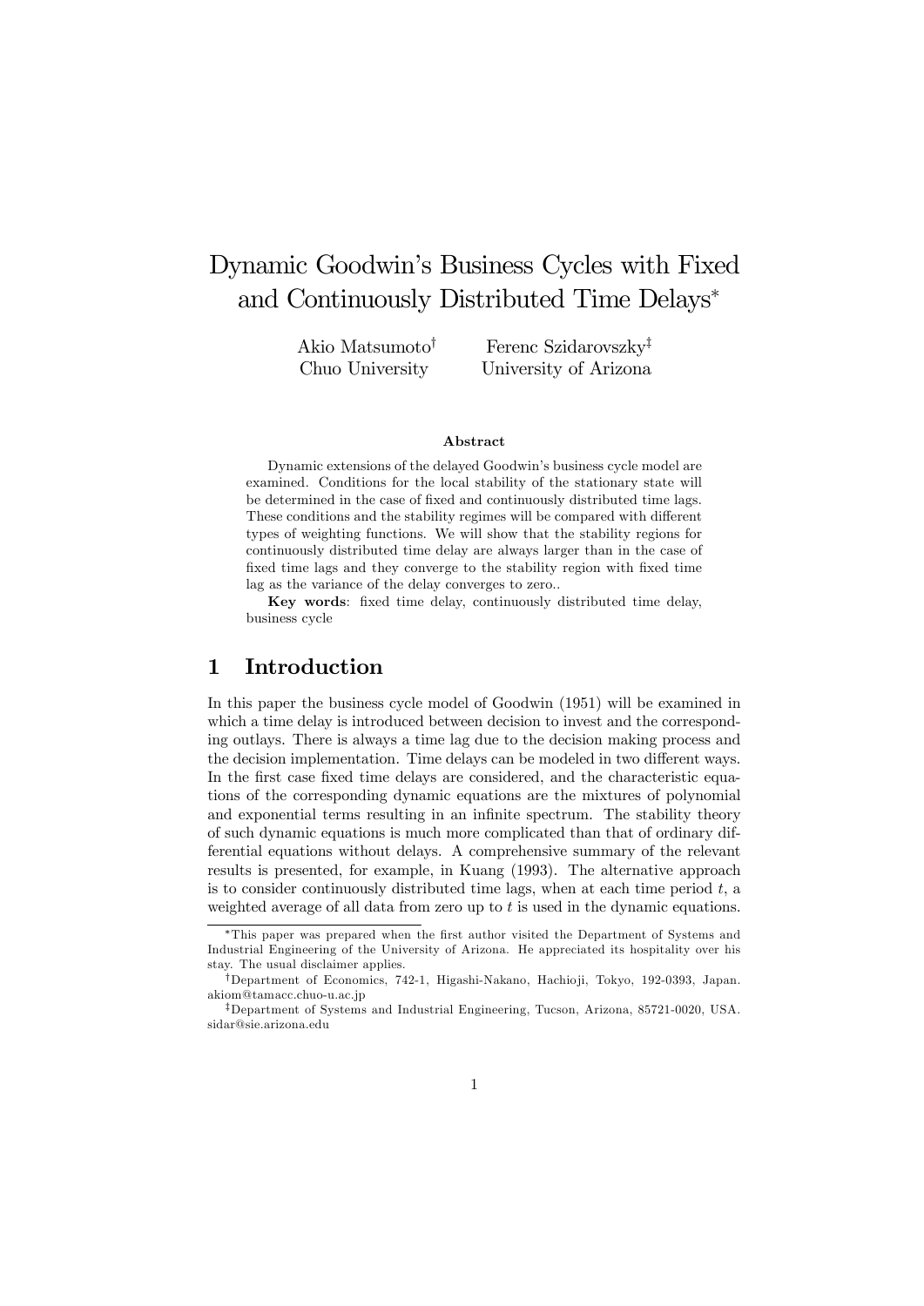# Dynamic Goodwin's Business Cycles with Fixed and Continuously Distributed Time Delays[*]

Akio Matsumoto[†] — Chuo University

Ferenc Szidarovszky[‡] — University of Arizona

### Abstract

Dynamic extensions of the delayed Goodwin's business cycle model are examined. Conditions for the local stability of the stationary state will be determined in the case of fixed and continuously distributed time lags. These conditions and the stability regimes will be compared with different types of weighting functions. We will show that the stability regions for continuously distributed time delay are always larger than in the case of fixed time lags and they converge to the stability region with fixed time lag as the variance of the delay converges to zero..

**Key words**: fixed time delay, continuously distributed time delay, business cycle

## 1 Introduction

In this paper the business cycle model of Goodwin (1951) will be examined in which a time delay is introduced between decision to invest and the corresponding outlays. There is always a time lag due to the decision making process and the decision implementation. Time delays can be modeled in two different ways. In the first case fixed time delays are considered, and the characteristic equations of the corresponding dynamic equations are the mixtures of polynomial and exponential terms resulting in an infinite spectrum. The stability theory of such dynamic equations is much more complicated than that of ordinary differential equations without delays. A comprehensive summary of the relevant results is presented, for example, in Kuang (1993). The alternative approach is to consider continuously distributed time lags, when at each time period $t$, a weighted average of all data from zero up to $t$ is used in the dynamic equations.

[*]This paper was prepared when the first author visited the Department of Systems and Industrial Engineering of the University of Arizona. He appreciated its hospitality over his stay. The usual disclaimer applies.

[†]Department of Economics, 742-1, Higashi-Nakano, Hachioji, Tokyo, 192-0393, Japan. akiom@tamacc.chuo-u.ac.jp

[‡]Department of Systems and Industrial Engineering, Tucson, Arizona, 85721-0020, USA. sidar@sie.arizona.edu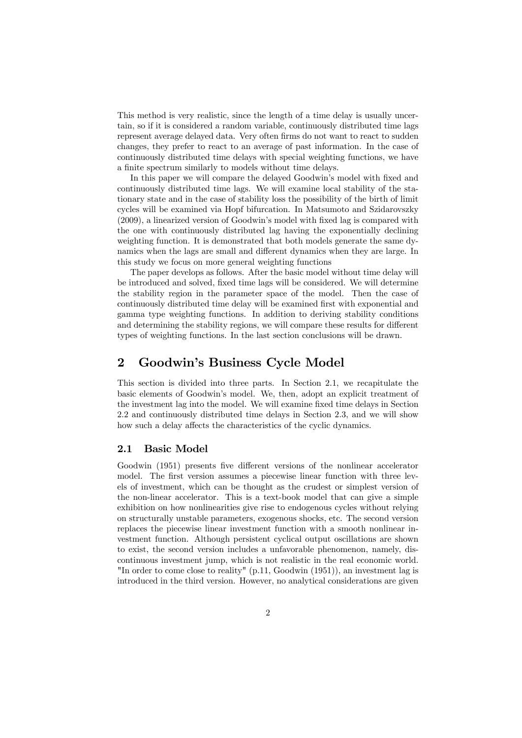This method is very realistic, since the length of a time delay is usually uncertain, so if it is considered a random variable, continuously distributed time lags represent average delayed data. Very often firms do not want to react to sudden changes, they prefer to react to an average of past information. In the case of continuously distributed time delays with special weighting functions, we have a finite spectrum similarly to models without time delays.

In this paper we will compare the delayed Goodwin's model with fixed and continuously distributed time lags. We will examine local stability of the stationary state and in the case of stability loss the possibility of the birth of limit cycles will be examined via Hopf bifurcation. In Matsumoto and Szidarovszky (2009), a linearized version of Goodwin's model with fixed lag is compared with the one with continuously distributed lag having the exponentially declining weighting function. It is demonstrated that both models generate the same dynamics when the lags are small and different dynamics when they are large. In this study we focus on more general weighting functions

The paper develops as follows. After the basic model without time delay will be introduced and solved, fixed time lags will be considered. We will determine the stability region in the parameter space of the model. Then the case of continuously distributed time delay will be examined first with exponential and gamma type weighting functions. In addition to deriving stability conditions and determining the stability regions, we will compare these results for different types of weighting functions. In the last section conclusions will be drawn.

## 2 Goodwin's Business Cycle Model

This section is divided into three parts. In Section 2.1, we recapitulate the basic elements of Goodwin's model. We, then, adopt an explicit treatment of the investment lag into the model. We will examine fixed time delays in Section 2.2 and continuously distributed time delays in Section 2.3, and we will show how such a delay affects the characteristics of the cyclic dynamics.

### 2.1 Basic Model

Goodwin (1951) presents five different versions of the nonlinear accelerator model. The first version assumes a piecewise linear function with three levels of investment, which can be thought as the crudest or simplest version of the non-linear accelerator. This is a text-book model that can give a simple exhibition on how nonlinearities give rise to endogenous cycles without relying on structurally unstable parameters, exogenous shocks, etc. The second version replaces the piecewise linear investment function with a smooth nonlinear investment function. Although persistent cyclical output oscillations are shown to exist, the second version includes a unfavorable phenomenon, namely, discontinuous investment jump, which is not realistic in the real economic world. "In order to come close to reality" (p.11, Goodwin (1951)), an investment lag is introduced in the third version. However, no analytical considerations are given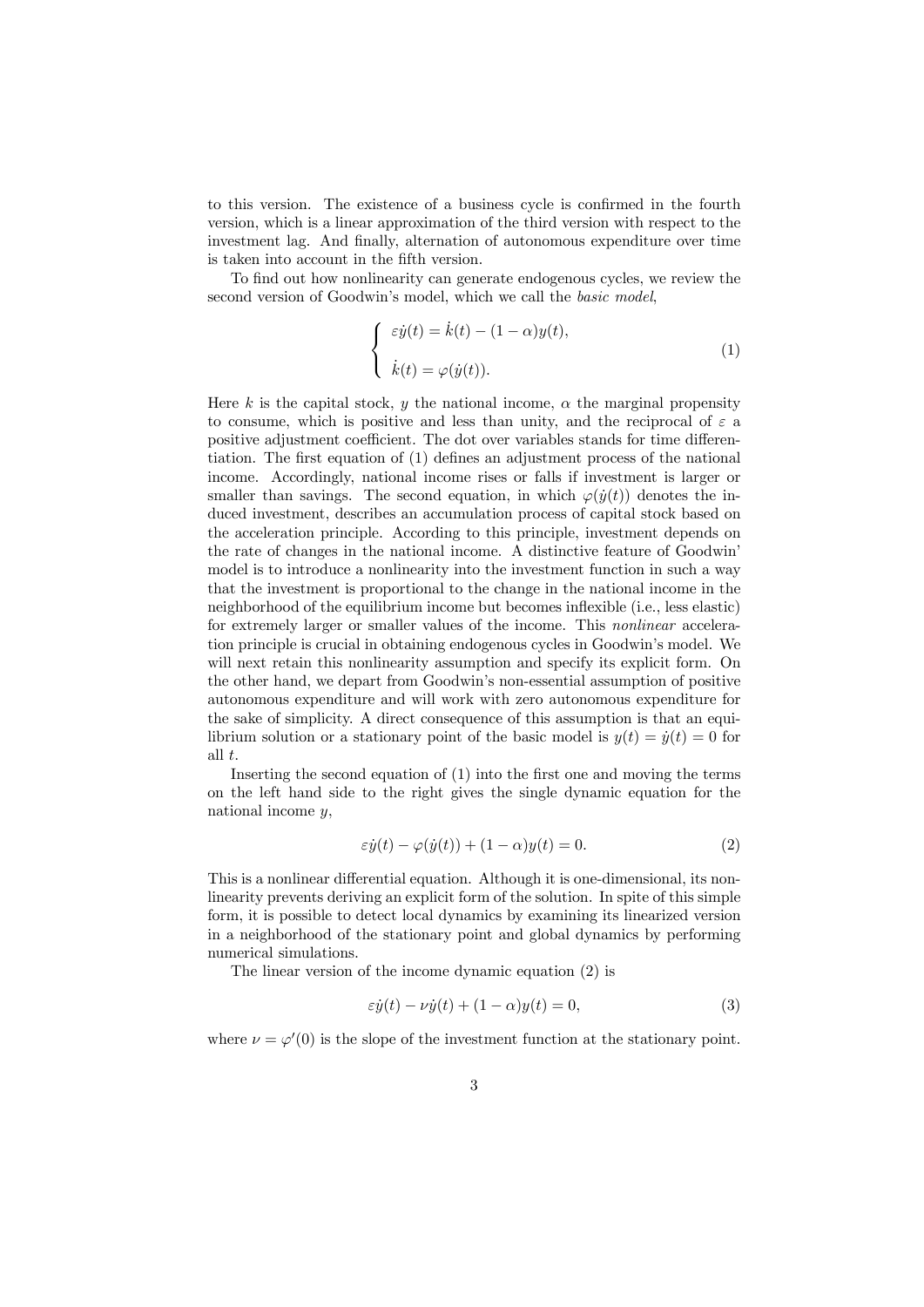to this version. The existence of a business cycle is confirmed in the fourth version, which is a linear approximation of the third version with respect to the investment lag. And finally, alternation of autonomous expenditure over time is taken into account in the fifth version.

To find out how nonlinearity can generate endogenous cycles, we review the second version of Goodwin's model, which we call the *basic model*,

$$\begin{cases} \varepsilon \dot{y}(t) = \dot{k}(t) - (1-\alpha)y(t), \\ \\ \dot{k}(t) = \varphi(\dot{y}(t)). \end{cases} \tag{1}$$

Here $k$ is the capital stock, $y$ the national income, $\alpha$ the marginal propensity to consume, which is positive and less than unity, and the reciprocal of $\varepsilon$ a positive adjustment coefficient. The dot over variables stands for time differentiation. The first equation of (1) defines an adjustment process of the national income. Accordingly, national income rises or falls if investment is larger or smaller than savings. The second equation, in which $\varphi(\dot{y}(t))$ denotes the induced investment, describes an accumulation process of capital stock based on the acceleration principle. According to this principle, investment depends on the rate of changes in the national income. A distinctive feature of Goodwin' model is to introduce a nonlinearity into the investment function in such a way that the investment is proportional to the change in the national income in the neighborhood of the equilibrium income but becomes inflexible (i.e., less elastic) for extremely larger or smaller values of the income. This *nonlinear* acceleration principle is crucial in obtaining endogenous cycles in Goodwin's model. We will next retain this nonlinearity assumption and specify its explicit form. On the other hand, we depart from Goodwin's non-essential assumption of positive autonomous expenditure and will work with zero autonomous expenditure for the sake of simplicity. A direct consequence of this assumption is that an equilibrium solution or a stationary point of the basic model is $y(t) = \dot{y}(t) = 0$ for all $t$.

Inserting the second equation of (1) into the first one and moving the terms on the left hand side to the right gives the single dynamic equation for the national income $y$,

$$\varepsilon \dot{y}(t) - \varphi(\dot{y}(t)) + (1-\alpha)y(t) = 0. \tag{2}$$

This is a nonlinear differential equation. Although it is one-dimensional, its nonlinearity prevents deriving an explicit form of the solution. In spite of this simple form, it is possible to detect local dynamics by examining its linearized version in a neighborhood of the stationary point and global dynamics by performing numerical simulations.

The linear version of the income dynamic equation (2) is

$$\varepsilon \dot{y}(t) - \nu \dot{y}(t) + (1-\alpha)y(t) = 0, \tag{3}$$

where $\nu = \varphi'(0)$ is the slope of the investment function at the stationary point.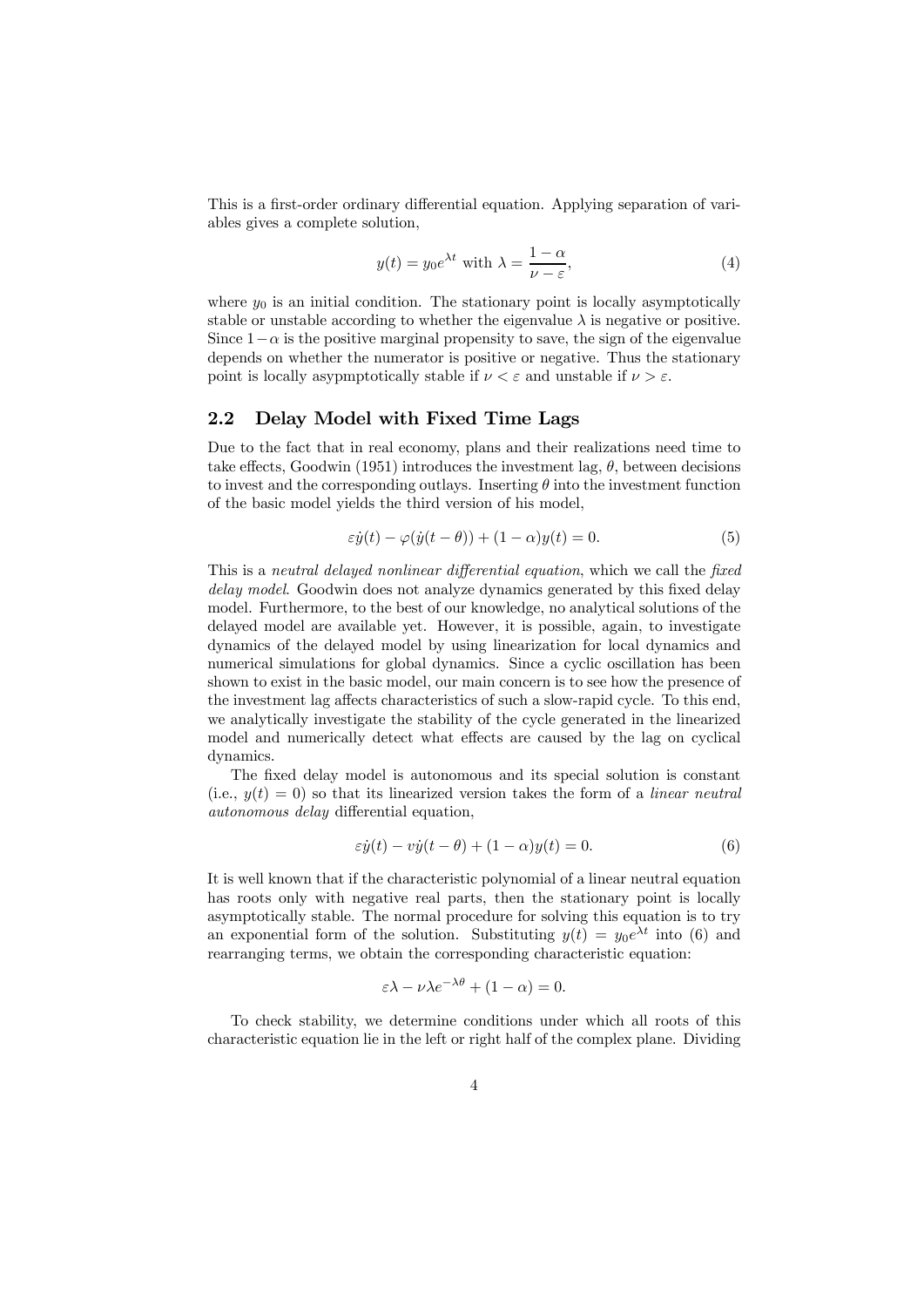This is a first-order ordinary differential equation. Applying separation of variables gives a complete solution,

$$y(t) = y_0 e^{\lambda t} \text{ with } \lambda = \frac{1-\alpha}{\nu - \varepsilon}, \tag{4}$$

where $y_0$ is an initial condition. The stationary point is locally asymptotically stable or unstable according to whether the eigenvalue $\lambda$ is negative or positive. Since $1-\alpha$ is the positive marginal propensity to save, the sign of the eigenvalue depends on whether the numerator is positive or negative. Thus the stationary point is locally asypmptotically stable if $\nu < \varepsilon$ and unstable if $\nu > \varepsilon$.

## 2.2 Delay Model with Fixed Time Lags

Due to the fact that in real economy, plans and their realizations need time to take effects, Goodwin (1951) introduces the investment lag, $\theta$, between decisions to invest and the corresponding outlays. Inserting $\theta$ into the investment function of the basic model yields the third version of his model,

$$\varepsilon \dot{y}(t) - \varphi(\dot{y}(t-\theta)) + (1-\alpha)y(t) = 0. \tag{5}$$

This is a *neutral delayed nonlinear differential equation*, which we call the *fixed delay model*. Goodwin does not analyze dynamics generated by this fixed delay model. Furthermore, to the best of our knowledge, no analytical solutions of the delayed model are available yet. However, it is possible, again, to investigate dynamics of the delayed model by using linearization for local dynamics and numerical simulations for global dynamics. Since a cyclic oscillation has been shown to exist in the basic model, our main concern is to see how the presence of the investment lag affects characteristics of such a slow-rapid cycle. To this end, we analytically investigate the stability of the cycle generated in the linearized model and numerically detect what effects are caused by the lag on cyclical dynamics.

The fixed delay model is autonomous and its special solution is constant (i.e., $y(t) = 0$) so that its linearized version takes the form of a *linear neutral autonomous delay* differential equation,

$$\varepsilon \dot{y}(t) - v\dot{y}(t-\theta) + (1-\alpha)y(t) = 0. \tag{6}$$

It is well known that if the characteristic polynomial of a linear neutral equation has roots only with negative real parts, then the stationary point is locally asymptotically stable. The normal procedure for solving this equation is to try an exponential form of the solution. Substituting $y(t) = y_0 e^{\lambda t}$ into (6) and rearranging terms, we obtain the corresponding characteristic equation:

$$\varepsilon \lambda - \nu \lambda e^{-\lambda \theta} + (1-\alpha) = 0.$$

To check stability, we determine conditions under which all roots of this characteristic equation lie in the left or right half of the complex plane. Dividing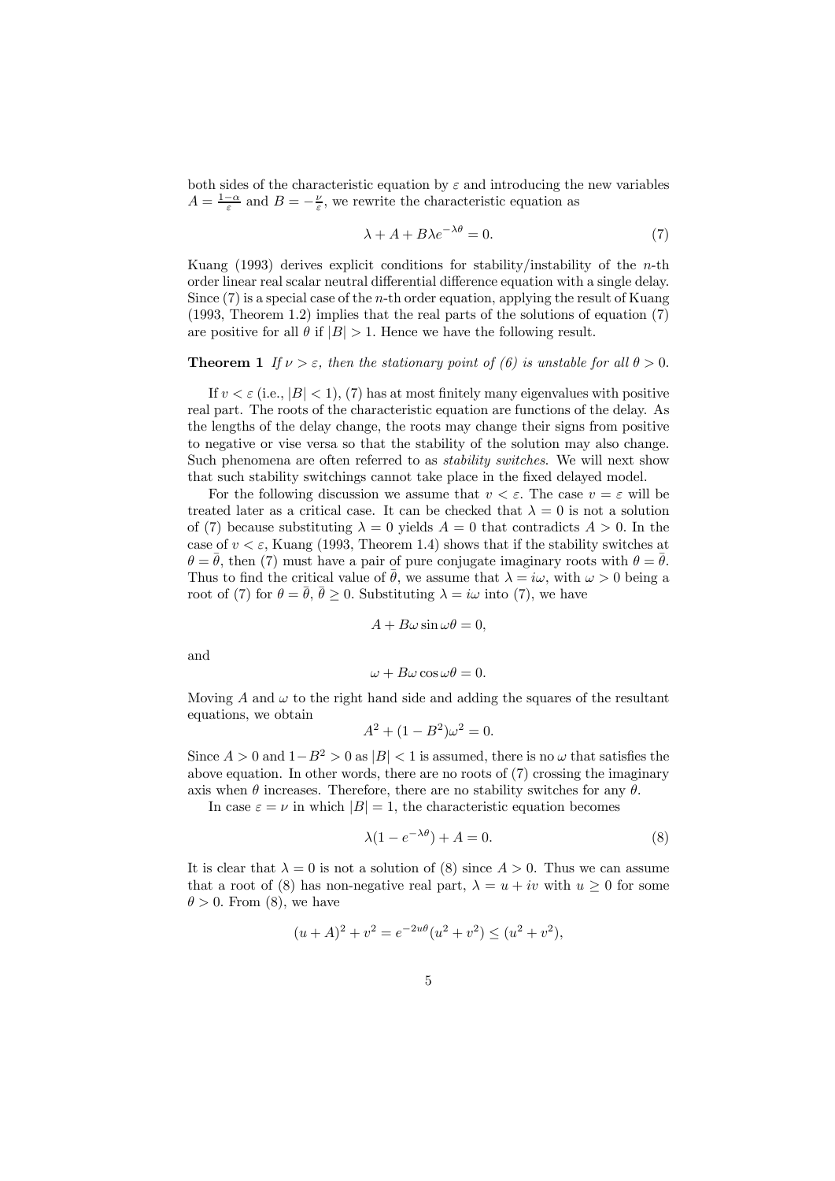both sides of the characteristic equation by $\varepsilon$ and introducing the new variables $A = \frac{1-\alpha}{\varepsilon}$ and $B = -\frac{\nu}{\varepsilon}$, we rewrite the characteristic equation as

$$\lambda + A + B\lambda e^{-\lambda\theta} = 0. \tag{7}$$

Kuang (1993) derives explicit conditions for stability/instability of the $n$-th order linear real scalar neutral differential difference equation with a single delay. Since (7) is a special case of the $n$-th order equation, applying the result of Kuang (1993, Theorem 1.2) implies that the real parts of the solutions of equation (7) are positive for all $\theta$ if $|B| > 1$. Hence we have the following result.

**Theorem 1** *If $\nu > \varepsilon$, then the stationary point of (6) is unstable for all $\theta > 0$.*

If $v < \varepsilon$ (i.e., $|B| < 1$), (7) has at most finitely many eigenvalues with positive real part. The roots of the characteristic equation are functions of the delay. As the lengths of the delay change, the roots may change their signs from positive to negative or vise versa so that the stability of the solution may also change. Such phenomena are often referred to as *stability switches*. We will next show that such stability switchings cannot take place in the fixed delayed model.

For the following discussion we assume that $v < \varepsilon$. The case $v = \varepsilon$ will be treated later as a critical case. It can be checked that $\lambda = 0$ is not a solution of (7) because substituting $\lambda = 0$ yields $A = 0$ that contradicts $A > 0$. In the case of $v < \varepsilon$, Kuang (1993, Theorem 1.4) shows that if the stability switches at $\theta = \bar{\theta}$, then (7) must have a pair of pure conjugate imaginary roots with $\theta = \bar{\theta}$. Thus to find the critical value of $\bar{\theta}$, we assume that $\lambda = i\omega$, with $\omega > 0$ being a root of (7) for $\theta = \bar{\theta}$, $\bar{\theta} \geq 0$. Substituting $\lambda = i\omega$ into (7), we have

$$A + B\omega \sin \omega\theta = 0,$$

and

$$\omega + B\omega \cos \omega\theta = 0.$$

Moving $A$ and $\omega$ to the right hand side and adding the squares of the resultant equations, we obtain

$$A^2 + (1 - B^2)\omega^2 = 0.$$

Since $A > 0$ and $1 - B^2 > 0$ as $|B| < 1$ is assumed, there is no $\omega$ that satisfies the above equation. In other words, there are no roots of (7) crossing the imaginary axis when $\theta$ increases. Therefore, there are no stability switches for any $\theta$.

In case $\varepsilon = \nu$ in which $|B| = 1$, the characteristic equation becomes

$$\lambda(1 - e^{-\lambda\theta}) + A = 0. \tag{8}$$

It is clear that $\lambda = 0$ is not a solution of (8) since $A > 0$. Thus we can assume that a root of (8) has non-negative real part, $\lambda = u + iv$ with $u \geq 0$ for some $\theta > 0$. From (8), we have

$$(u + A)^2 + v^2 = e^{-2u\theta}(u^2 + v^2) \leq (u^2 + v^2),$$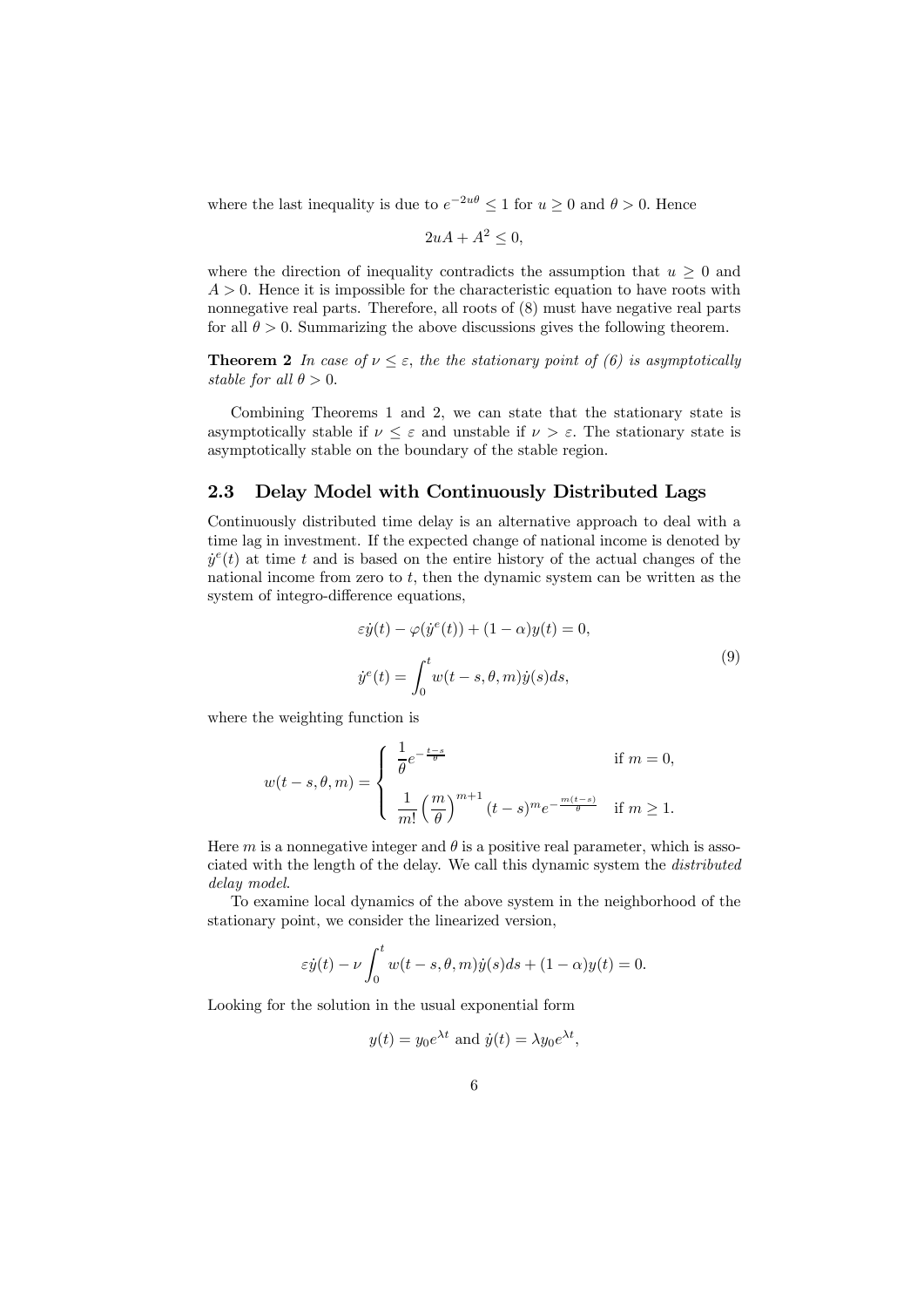where the last inequality is due to $e^{-2u\theta} \leq 1$ for $u \geq 0$ and $\theta > 0$. Hence

$$2uA + A^2 \leq 0,$$

where the direction of inequality contradicts the assumption that $u \geq 0$ and $A > 0$. Hence it is impossible for the characteristic equation to have roots with nonnegative real parts. Therefore, all roots of (8) must have negative real parts for all $\theta > 0$. Summarizing the above discussions gives the following theorem.

**Theorem 2** *In case of $\nu \leq \varepsilon$, the the stationary point of (6) is asymptotically stable for all $\theta > 0$.*

Combining Theorems 1 and 2, we can state that the stationary state is asymptotically stable if $\nu \leq \varepsilon$ and unstable if $\nu > \varepsilon$. The stationary state is asymptotically stable on the boundary of the stable region.

## 2.3 Delay Model with Continuously Distributed Lags

Continuously distributed time delay is an alternative approach to deal with a time lag in investment. If the expected change of national income is denoted by $\dot{y}^e(t)$ at time $t$ and is based on the entire history of the actual changes of the national income from zero to $t$, then the dynamic system can be written as the system of integro-difference equations,

$$\begin{aligned}
&\varepsilon \dot{y}(t) - \varphi(\dot{y}^e(t)) + (1-\alpha)y(t) = 0, \\
&\dot{y}^e(t) = \int_0^t w(t-s, \theta, m)\dot{y}(s)ds,
\end{aligned} \tag{9}$$

where the weighting function is

$$w(t-s,\theta,m) = \begin{cases} \dfrac{1}{\theta}e^{-\frac{t-s}{\theta}} & \text{if } m = 0, \\[2ex] \dfrac{1}{m!}\left(\dfrac{m}{\theta}\right)^{m+1}(t-s)^m e^{-\frac{m(t-s)}{\theta}} & \text{if } m \geq 1. \end{cases}$$

Here $m$ is a nonnegative integer and $\theta$ is a positive real parameter, which is associated with the length of the delay. We call this dynamic system the *distributed delay model*.

To examine local dynamics of the above system in the neighborhood of the stationary point, we consider the linearized version,

$$\varepsilon \dot{y}(t) - \nu \int_0^t w(t-s,\theta,m)\dot{y}(s)ds + (1-\alpha)y(t) = 0.$$

Looking for the solution in the usual exponential form

$$y(t) = y_0 e^{\lambda t} \text{ and } \dot{y}(t) = \lambda y_0 e^{\lambda t},$$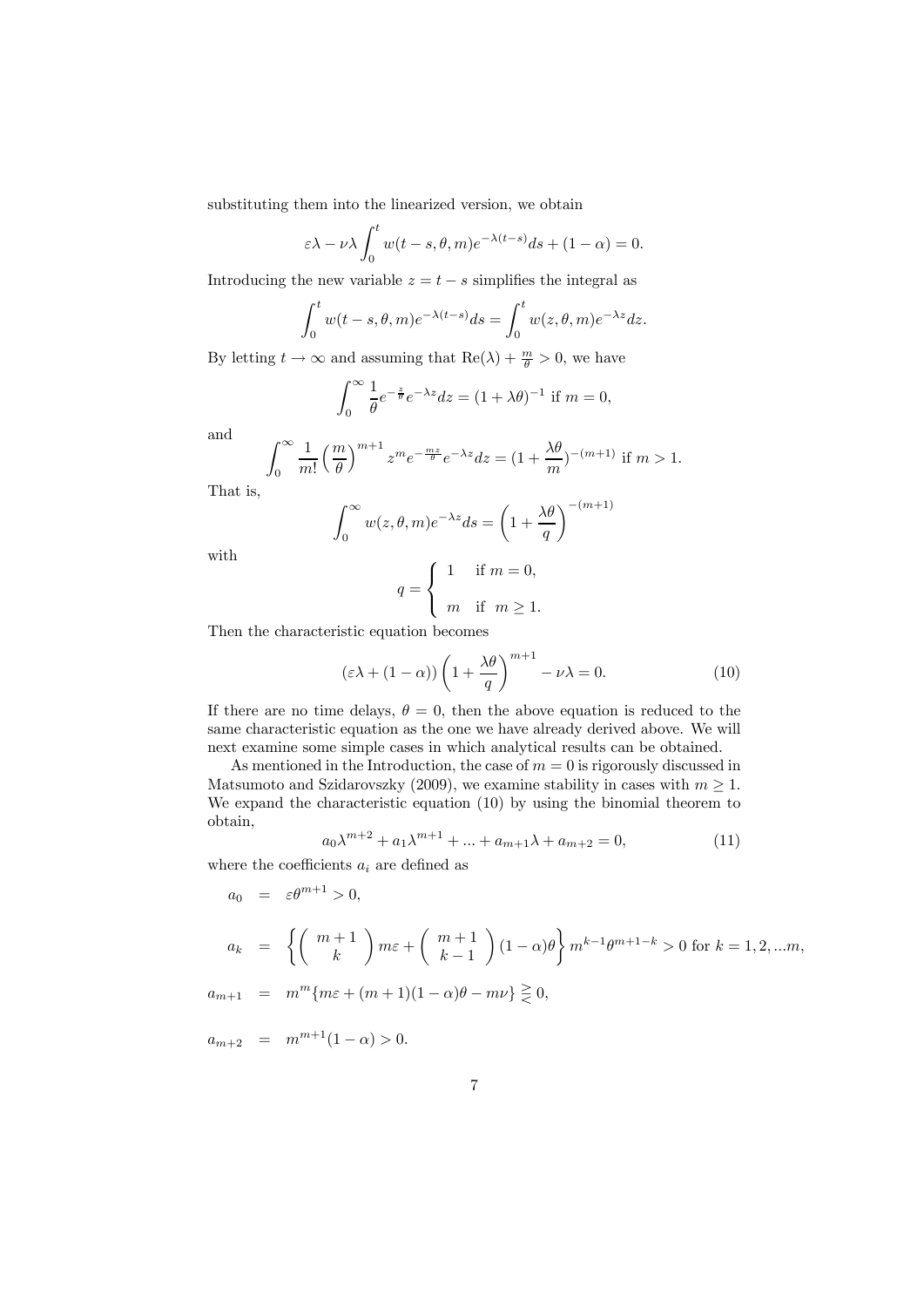substituting them into the linearized version, we obtain

$$\varepsilon\lambda - \nu\lambda \int_0^t w(t-s,\theta,m)e^{-\lambda(t-s)}ds + (1-\alpha) = 0.$$

Introducing the new variable $z = t - s$ simplifies the integral as

$$\int_0^t w(t-s,\theta,m)e^{-\lambda(t-s)}ds = \int_0^t w(z,\theta,m)e^{-\lambda z}dz.$$

By letting $t \to \infty$ and assuming that $\mathrm{Re}(\lambda) + \frac{m}{\theta} > 0$, we have

$$\int_0^\infty \frac{1}{\theta}e^{-\frac{z}{\theta}}e^{-\lambda z}dz = (1+\lambda\theta)^{-1} \text{ if } m = 0,$$

and

$$\int_0^\infty \frac{1}{m!}\left(\frac{m}{\theta}\right)^{m+1} z^m e^{-\frac{mz}{\theta}}e^{-\lambda z}dz = (1+\frac{\lambda\theta}{m})^{-(m+1)} \text{ if } m > 1.$$

That is,

$$\int_0^\infty w(z,\theta,m)e^{-\lambda z}ds = \left(1+\frac{\lambda\theta}{q}\right)^{-(m+1)}$$

with

$$q = \begin{cases} 1 & \text{if } m = 0, \\ m & \text{if } m \geq 1. \end{cases}$$

Then the characteristic equation becomes

$$(\varepsilon\lambda + (1-\alpha))\left(1+\frac{\lambda\theta}{q}\right)^{m+1} - \nu\lambda = 0. \tag{10}$$

If there are no time delays, $\theta = 0$, then the above equation is reduced to the same characteristic equation as the one we have already derived above. We will next examine some simple cases in which analytical results can be obtained.

As mentioned in the Introduction, the case of $m = 0$ is rigorously discussed in Matsumoto and Szidarovszky (2009), we examine stability in cases with $m \geq 1$. We expand the characteristic equation (10) by using the binomial theorem to obtain,

$$a_0\lambda^{m+2} + a_1\lambda^{m+1} + ... + a_{m+1}\lambda + a_{m+2} = 0, \tag{11}$$

where the coefficients $a_i$ are defined as

$$\begin{aligned}
a_0 &= \varepsilon\theta^{m+1} > 0, \\
a_k &= \left\{\binom{m+1}{k}m\varepsilon + \binom{m+1}{k-1}(1-\alpha)\theta\right\}m^{k-1}\theta^{m+1-k} > 0 \text{ for } k = 1,2,...m, \\
a_{m+1} &= m^m\{m\varepsilon + (m+1)(1-\alpha)\theta - m\nu\} \gtreqless 0, \\
a_{m+2} &= m^{m+1}(1-\alpha) > 0.
\end{aligned}$$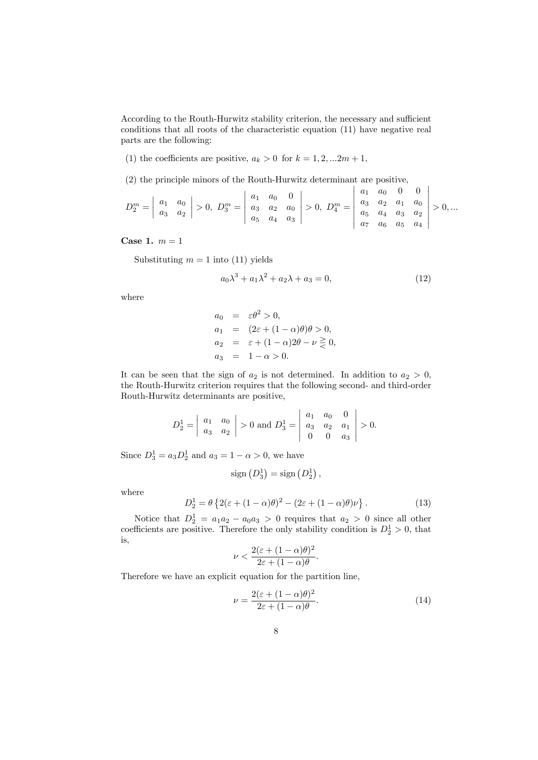According to the Routh-Hurwitz stability criterion, the necessary and sufficient conditions that all roots of the characteristic equation (11) have negative real parts are the following:

(1) the coefficients are positive, $a_k > 0$ for $k = 1, 2, ...2m + 1$,

(2) the principle minors of the Routh-Hurwitz determinant are positive,

$$D_2^m = \begin{vmatrix} a_1 & a_0 \\ a_3 & a_2 \end{vmatrix} > 0,\ D_3^m = \begin{vmatrix} a_1 & a_0 & 0 \\ a_3 & a_2 & a_0 \\ a_5 & a_4 & a_3 \end{vmatrix} > 0,\ D_4^m = \begin{vmatrix} a_1 & a_0 & 0 & 0 \\ a_3 & a_2 & a_1 & a_0 \\ a_5 & a_4 & a_3 & a_2 \\ a_7 & a_6 & a_5 & a_4 \end{vmatrix} > 0, ...$$

**Case 1.** $m = 1$

Substituting $m = 1$ into (11) yields

$$a_0\lambda^3 + a_1\lambda^2 + a_2\lambda + a_3 = 0, \tag{12}$$

where

$$\begin{aligned} a_0 &= \varepsilon\theta^2 > 0, \\ a_1 &= (2\varepsilon + (1-\alpha)\theta)\theta > 0, \\ a_2 &= \varepsilon + (1-\alpha)2\theta - \nu \gtreqless 0, \\ a_3 &= 1 - \alpha > 0. \end{aligned}$$

It can be seen that the sign of $a_2$ is not determined. In addition to $a_2 > 0$, the Routh-Hurwitz criterion requires that the following second- and third-order Routh-Hurwitz determinants are positive,

$$D_2^1 = \begin{vmatrix} a_1 & a_0 \\ a_3 & a_2 \end{vmatrix} > 0 \text{ and } D_3^1 = \begin{vmatrix} a_1 & a_0 & 0 \\ a_3 & a_2 & a_1 \\ 0 & 0 & a_3 \end{vmatrix} > 0.$$

Since $D_3^1 = a_3 D_2^1$ and $a_3 = 1 - \alpha > 0$, we have

$$\text{sign}\left(D_3^1\right) = \text{sign}\left(D_2^1\right),$$

where

$$D_2^1 = \theta\left\{2(\varepsilon + (1-\alpha)\theta)^2 - (2\varepsilon + (1-\alpha)\theta)\nu\right\}. \tag{13}$$

Notice that $D_2^1 = a_1 a_2 - a_0 a_3 > 0$ requires that $a_2 > 0$ since all other coefficients are positive. Therefore the only stability condition is $D_2^1 > 0$, that is,

$$\nu < \frac{2(\varepsilon + (1-\alpha)\theta)^2}{2\varepsilon + (1-\alpha)\theta}.$$

Therefore we have an explicit equation for the partition line,

$$\nu = \frac{2(\varepsilon + (1-\alpha)\theta)^2}{2\varepsilon + (1-\alpha)\theta}. \tag{14}$$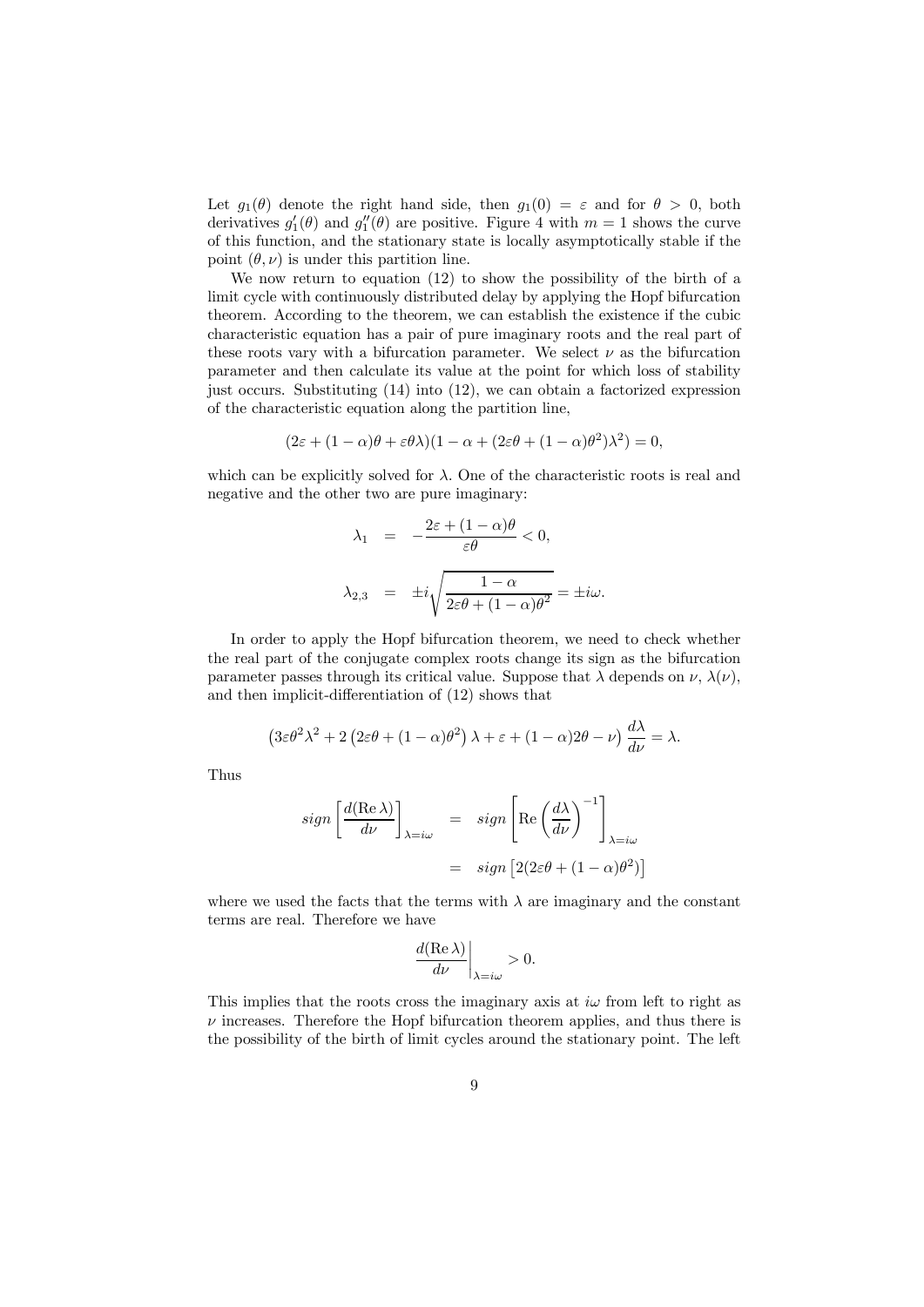Let $g_1(\theta)$ denote the right hand side, then $g_1(0) = \varepsilon$ and for $\theta > 0$, both derivatives $g_1'(\theta)$ and $g_1''(\theta)$ are positive. Figure 4 with $m = 1$ shows the curve of this function, and the stationary state is locally asymptotically stable if the point $(\theta, \nu)$ is under this partition line.

We now return to equation (12) to show the possibility of the birth of a limit cycle with continuously distributed delay by applying the Hopf bifurcation theorem. According to the theorem, we can establish the existence if the cubic characteristic equation has a pair of pure imaginary roots and the real part of these roots vary with a bifurcation parameter. We select $\nu$ as the bifurcation parameter and then calculate its value at the point for which loss of stability just occurs. Substituting (14) into (12), we can obtain a factorized expression of the characteristic equation along the partition line,

$$(2\varepsilon + (1-\alpha)\theta + \varepsilon\theta\lambda)(1 - \alpha + (2\varepsilon\theta + (1-\alpha)\theta^2)\lambda^2) = 0,$$

which can be explicitly solved for $\lambda$. One of the characteristic roots is real and negative and the other two are pure imaginary:

$$\lambda_1 = -\frac{2\varepsilon + (1-\alpha)\theta}{\varepsilon\theta} < 0,$$

$$\lambda_{2,3} = \pm i\sqrt{\frac{1-\alpha}{2\varepsilon\theta + (1-\alpha)\theta^2}} = \pm i\omega.$$

In order to apply the Hopf bifurcation theorem, we need to check whether the real part of the conjugate complex roots change its sign as the bifurcation parameter passes through its critical value. Suppose that $\lambda$ depends on $\nu$, $\lambda(\nu)$, and then implicit-differentiation of (12) shows that

$$\left(3\varepsilon\theta^2\lambda^2 + 2\left(2\varepsilon\theta + (1-\alpha)\theta^2\right)\lambda + \varepsilon + (1-\alpha)2\theta - \nu\right)\frac{d\lambda}{d\nu} = \lambda.$$

Thus

$$sign\left[\frac{d(\mathrm{Re}\,\lambda)}{d\nu}\right]_{\lambda = i\omega} = sign\left[\mathrm{Re}\left(\frac{d\lambda}{d\nu}\right)^{-1}\right]_{\lambda = i\omega} = sign\left[2(2\varepsilon\theta + (1-\alpha)\theta^2)\right]$$

where we used the facts that the terms with $\lambda$ are imaginary and the constant terms are real. Therefore we have

$$\left.\frac{d(\mathrm{Re}\,\lambda)}{d\nu}\right|_{\lambda = i\omega} > 0.$$

This implies that the roots cross the imaginary axis at $i\omega$ from left to right as $\nu$ increases. Therefore the Hopf bifurcation theorem applies, and thus there is the possibility of the birth of limit cycles around the stationary point. The left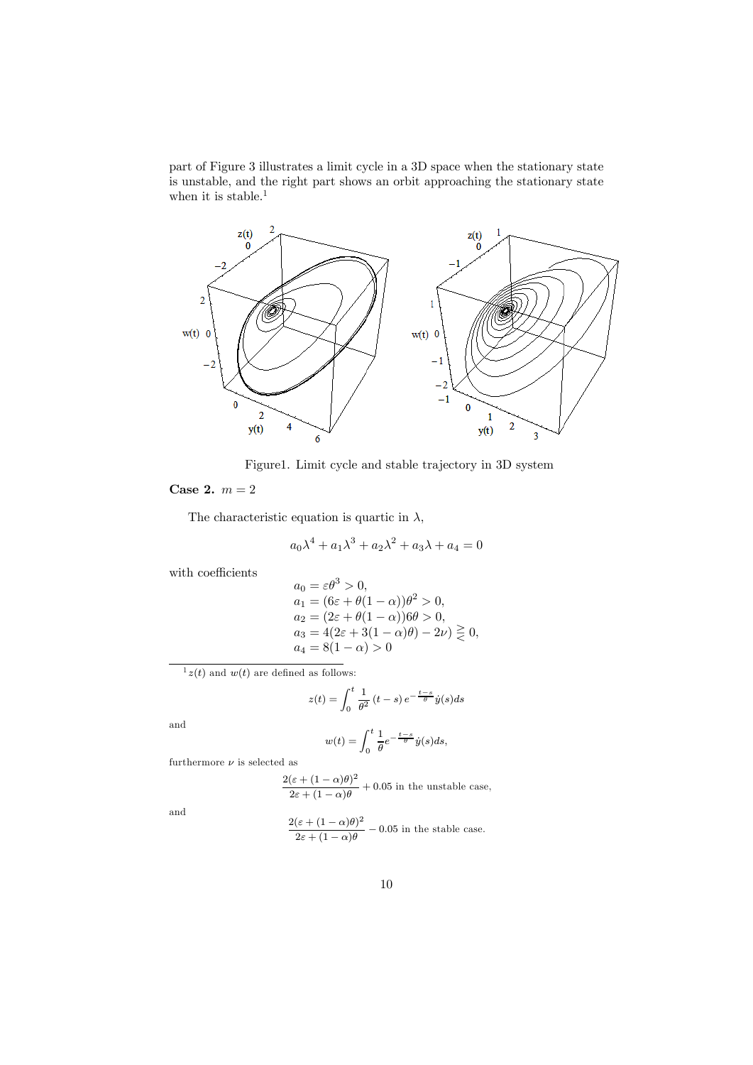part of Figure 3 illustrates a limit cycle in a 3D space when the stationary state is unstable, and the right part shows an orbit approaching the stationary state when it is stable.[1]

Figure1. Limit cycle and stable trajectory in 3D system

**Case 2.** $m = 2$

The characteristic equation is quartic in $\lambda$,

$$a_0\lambda^4 + a_1\lambda^3 + a_2\lambda^2 + a_3\lambda + a_4 = 0$$

with coefficients

$$\begin{aligned}
a_0 &= \varepsilon\theta^3 > 0, \\
a_1 &= (6\varepsilon + \theta(1-\alpha))\theta^2 > 0, \\
a_2 &= (2\varepsilon + \theta(1-\alpha))6\theta > 0, \\
a_3 &= 4(2\varepsilon + 3(1-\alpha)\theta) - 2\nu) \gtreqless 0, \\
a_4 &= 8(1-\alpha) > 0
\end{aligned}$$

---

[1] $z(t)$ and $w(t)$ are defined as follows:

$$z(t) = \int_0^t \frac{1}{\theta^2}(t-s)\, e^{-\frac{t-s}{\theta}} \dot{y}(s) ds$$

and

$$w(t) = \int_0^t \frac{1}{\theta} e^{-\frac{t-s}{\theta}} \dot{y}(s) ds,$$

furthermore $\nu$ is selected as

$$\frac{2(\varepsilon + (1-\alpha)\theta)^2}{2\varepsilon + (1-\alpha)\theta} + 0.05 \text{ in the unstable case,}$$

and

$$\frac{2(\varepsilon + (1-\alpha)\theta)^2}{2\varepsilon + (1-\alpha)\theta} - 0.05 \text{ in the stable case.}$$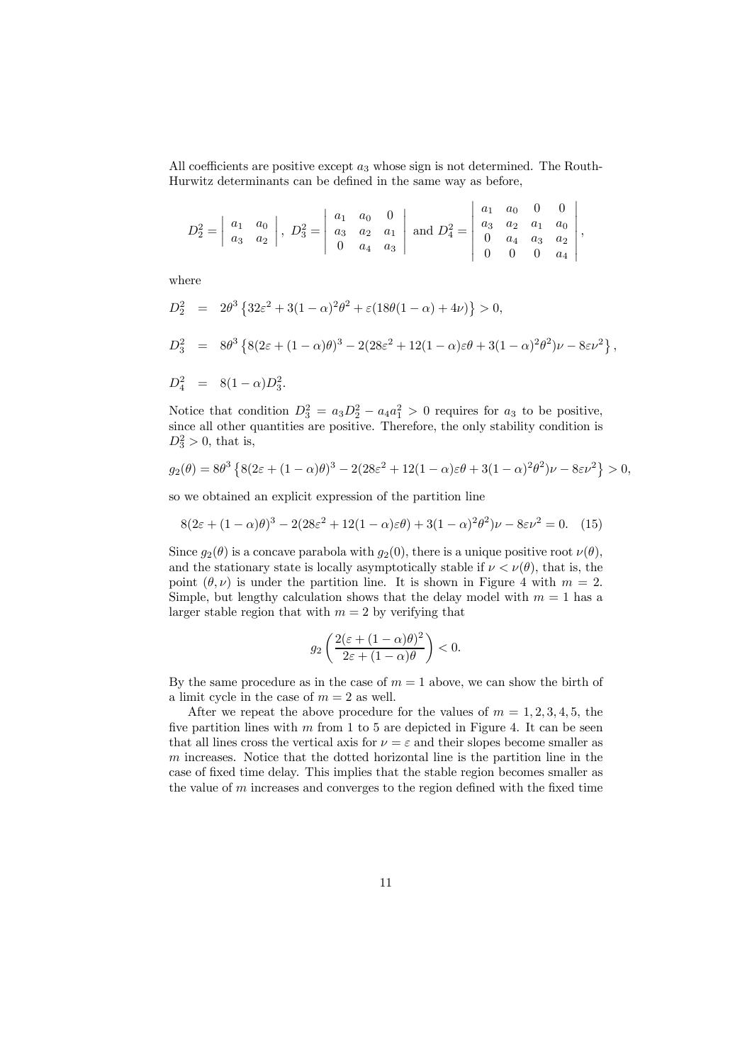All coefficients are positive except $a_3$ whose sign is not determined. The Routh-Hurwitz determinants can be defined in the same way as before,

$$D_2^2 = \begin{vmatrix} a_1 & a_0 \\ a_3 & a_2 \end{vmatrix}, \; D_3^2 = \begin{vmatrix} a_1 & a_0 & 0 \\ a_3 & a_2 & a_1 \\ 0 & a_4 & a_3 \end{vmatrix} \text{ and } D_4^2 = \begin{vmatrix} a_1 & a_0 & 0 & 0 \\ a_3 & a_2 & a_1 & a_0 \\ 0 & a_4 & a_3 & a_2 \\ 0 & 0 & 0 & a_4 \end{vmatrix},$$

where

$$D_2^2 = 2\theta^3 \left\{ 32\varepsilon^2 + 3(1-\alpha)^2\theta^2 + \varepsilon(18\theta(1-\alpha) + 4\nu) \right\} > 0,$$

$$D_3^2 = 8\theta^3 \left\{ 8(2\varepsilon + (1-\alpha)\theta)^3 - 2(28\varepsilon^2 + 12(1-\alpha)\varepsilon\theta + 3(1-\alpha)^2\theta^2)\nu - 8\varepsilon\nu^2 \right\},$$

$$D_4^2 = 8(1-\alpha)D_3^2.$$

Notice that condition $D_3^2 = a_3 D_2^2 - a_4 a_1^2 > 0$ requires for $a_3$ to be positive, since all other quantities are positive. Therefore, the only stability condition is $D_3^2 > 0$, that is,

$$g_2(\theta) = 8\theta^3 \left\{ 8(2\varepsilon + (1-\alpha)\theta)^3 - 2(28\varepsilon^2 + 12(1-\alpha)\varepsilon\theta + 3(1-\alpha)^2\theta^2)\nu - 8\varepsilon\nu^2 \right\} > 0,$$

so we obtained an explicit expression of the partition line

$$8(2\varepsilon + (1-\alpha)\theta)^3 - 2(28\varepsilon^2 + 12(1-\alpha)\varepsilon\theta) + 3(1-\alpha)^2\theta^2)\nu - 8\varepsilon\nu^2 = 0. \quad (15)$$

Since $g_2(\theta)$ is a concave parabola with $g_2(0)$, there is a unique positive root $\nu(\theta)$, and the stationary state is locally asymptotically stable if $\nu < \nu(\theta)$, that is, the point $(\theta, \nu)$ is under the partition line. It is shown in Figure 4 with $m = 2$. Simple, but lengthy calculation shows that the delay model with $m = 1$ has a larger stable region that with $m = 2$ by verifying that

$$g_2\left( \frac{2(\varepsilon + (1-\alpha)\theta)^2}{2\varepsilon + (1-\alpha)\theta} \right) < 0.$$

By the same procedure as in the case of $m = 1$ above, we can show the birth of a limit cycle in the case of $m = 2$ as well.

After we repeat the above procedure for the values of $m = 1, 2, 3, 4, 5$, the five partition lines with $m$ from 1 to 5 are depicted in Figure 4. It can be seen that all lines cross the vertical axis for $\nu = \varepsilon$ and their slopes become smaller as $m$ increases. Notice that the dotted horizontal line is the partition line in the case of fixed time delay. This implies that the stable region becomes smaller as the value of $m$ increases and converges to the region defined with the fixed time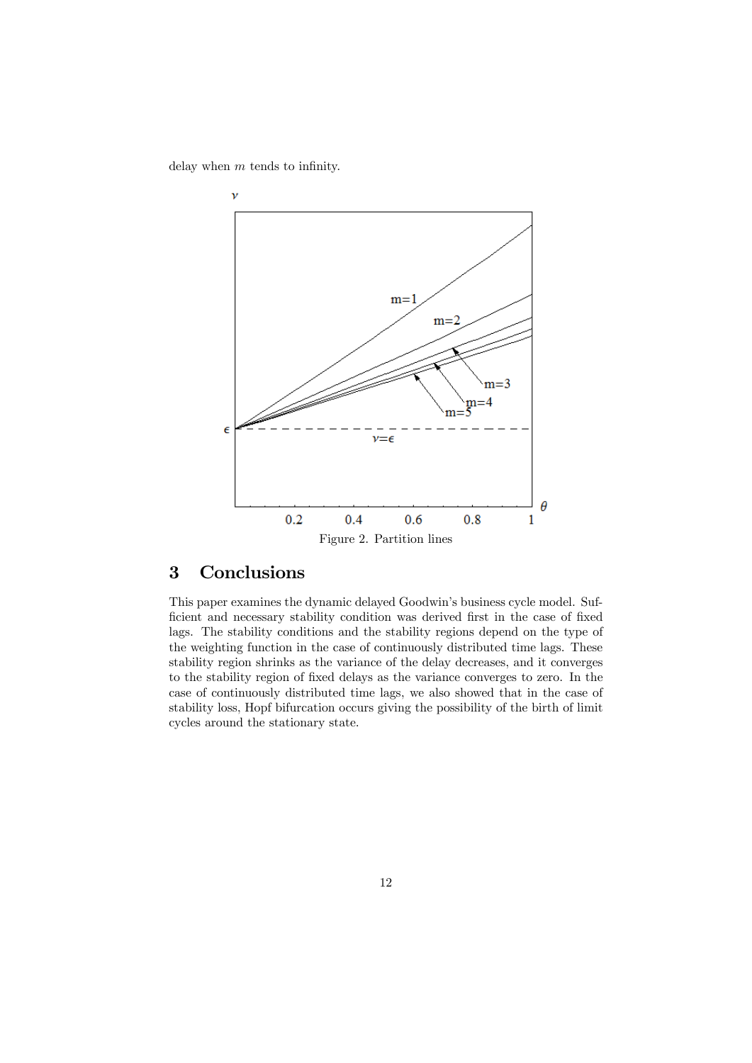delay when $m$ tends to infinity.

Figure 2. Partition lines

## 3 Conclusions

This paper examines the dynamic delayed Goodwin's business cycle model. Sufficient and necessary stability condition was derived first in the case of fixed lags. The stability conditions and the stability regions depend on the type of the weighting function in the case of continuously distributed time lags. These stability region shrinks as the variance of the delay decreases, and it converges to the stability region of fixed delays as the variance converges to zero. In the case of continuously distributed time lags, we also showed that in the case of stability loss, Hopf bifurcation occurs giving the possibility of the birth of limit cycles around the stationary state.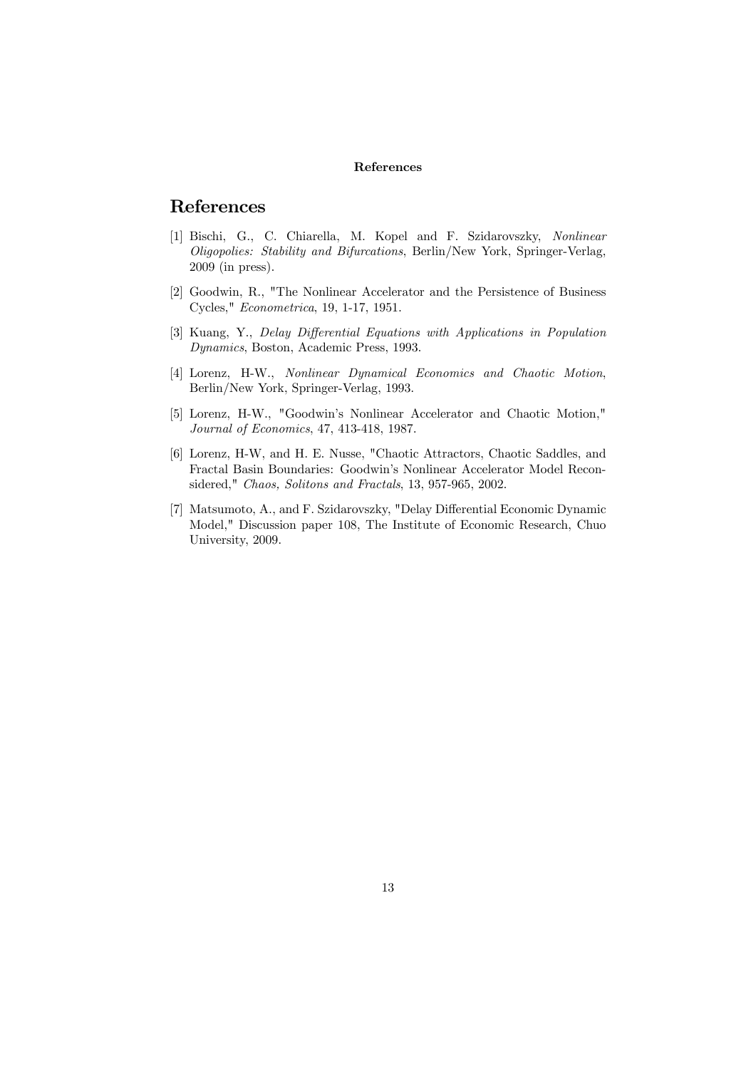# References

[1] Bischi, G., C. Chiarella, M. Kopel and F. Szidarovszky, *Nonlinear Oligopolies: Stability and Bifurcations*, Berlin/New York, Springer-Verlag, 2009 (in press).

[2] Goodwin, R., "The Nonlinear Accelerator and the Persistence of Business Cycles," *Econometrica*, 19, 1-17, 1951.

[3] Kuang, Y., *Delay Differential Equations with Applications in Population Dynamics*, Boston, Academic Press, 1993.

[4] Lorenz, H-W., *Nonlinear Dynamical Economics and Chaotic Motion*, Berlin/New York, Springer-Verlag, 1993.

[5] Lorenz, H-W., "Goodwin's Nonlinear Accelerator and Chaotic Motion," *Journal of Economics*, 47, 413-418, 1987.

[6] Lorenz, H-W, and H. E. Nusse, "Chaotic Attractors, Chaotic Saddles, and Fractal Basin Boundaries: Goodwin's Nonlinear Accelerator Model Reconsidered," *Chaos, Solitons and Fractals*, 13, 957-965, 2002.

[7] Matsumoto, A., and F. Szidarovszky, "Delay Differential Economic Dynamic Model," Discussion paper 108, The Institute of Economic Research, Chuo University, 2009.